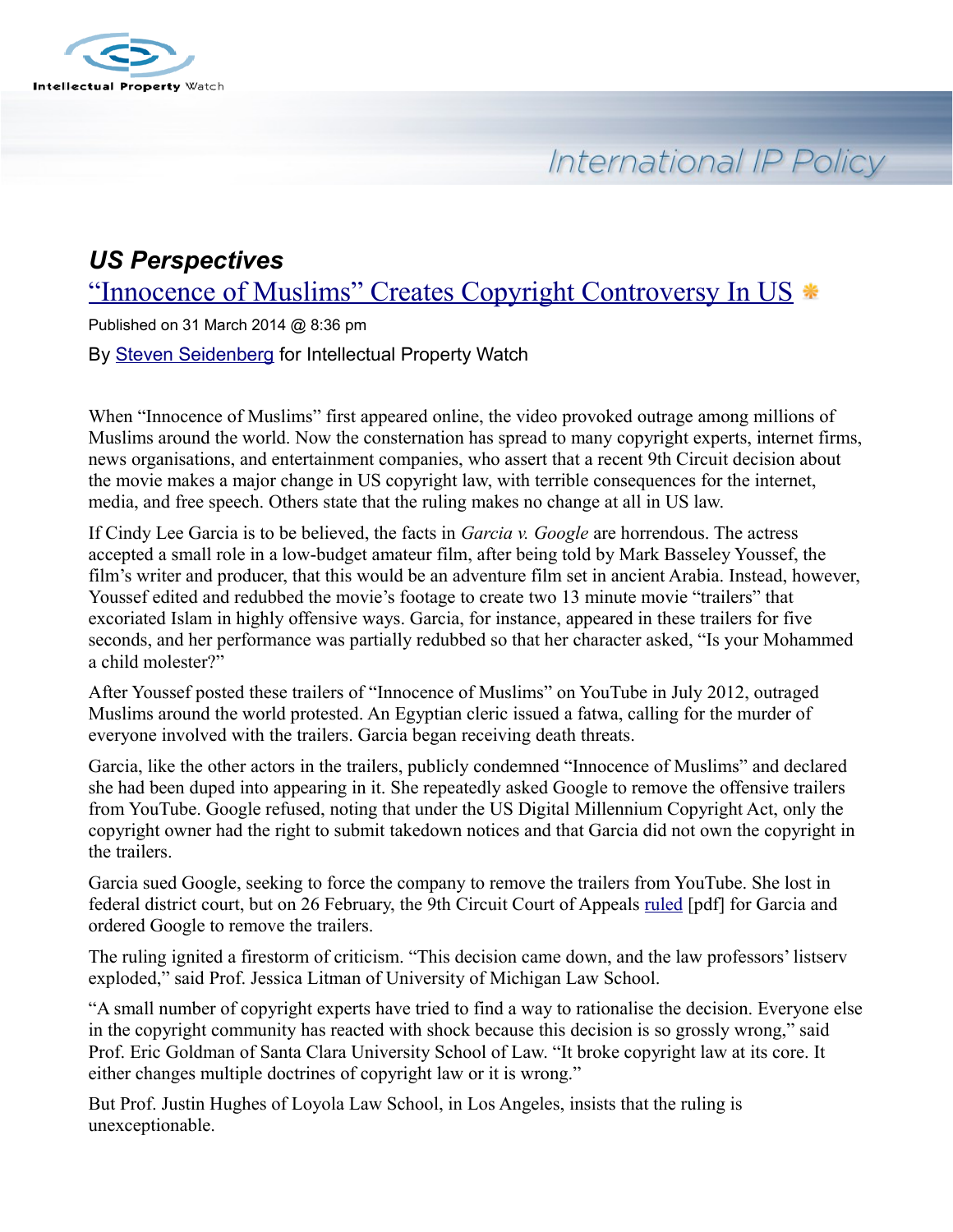*US Perspectives*

# "Innocence of Muslims" Creates Copyright Controversy In US

Published on 31 March 2014 @ 8:36 pm

By Steven Seidenberg for Intellectual Property Watch

When "Innocence of Muslims" first appeared online, the video provoked outrage among millions of Muslims around the world. Now the consternation has spread to many copyright experts, internet firms, news organisations, and entertainment companies, who assert that a recent 9th Circuit decision about the movie makes a major change in US copyright law, with terrible consequences for the internet, media, and free speech. Others state that the ruling makes no change at all in US law.

If Cindy Lee Garcia is to be believed, the facts in *Garcia v. Google* are horrendous. The actress accepted a small role in a low-budget amateur film, after being told by Mark Basseley Youssef, the film's writer and producer, that this would be an adventure film set in ancient Arabia. Instead, however, Youssef edited and redubbed the movie's footage to create two 13 minute movie "trailers" that excoriated Islam in highly offensive ways. Garcia, for instance, appeared in these trailers for five seconds, and her performance was partially redubbed so that her character asked, "Is your Mohammed a child molester?"

After Youssef posted these trailers of "Innocence of Muslims" on YouTube in July 2012, outraged Muslims around the world protested. An Egyptian cleric issued a fatwa, calling for the murder of everyone involved with the trailers. Garcia began receiving death threats.

Garcia, like the other actors in the trailers, publicly condemned "Innocence of Muslims" and declared she had been duped into appearing in it. She repeatedly asked Google to remove the offensive trailers from YouTube. Google refused, noting that under the US Digital Millennium Copyright Act, only the copyright owner had the right to submit takedown notices and that Garcia did not own the copyright in the trailers.

Garcia sued Google, seeking to force the company to remove the trailers from YouTube. She lost in federal district court, but on 26 February, the 9th Circuit Court of Appeals ruled [pdf] for Garcia and ordered Google to remove the trailers.

The ruling ignited a firestorm of criticism. "This decision came down, and the law professors' listserv exploded," said Prof. Jessica Litman of University of Michigan Law School.

"A small number of copyright experts have tried to find a way to rationalise the decision. Everyone else in the copyright community has reacted with shock because this decision is so grossly wrong," said Prof. Eric Goldman of Santa Clara University School of Law. "It broke copyright law at its core. It either changes multiple doctrines of copyright law or it is wrong."

But Prof. Justin Hughes of Loyola Law School, in Los Angeles, insists that the ruling is unexceptionable.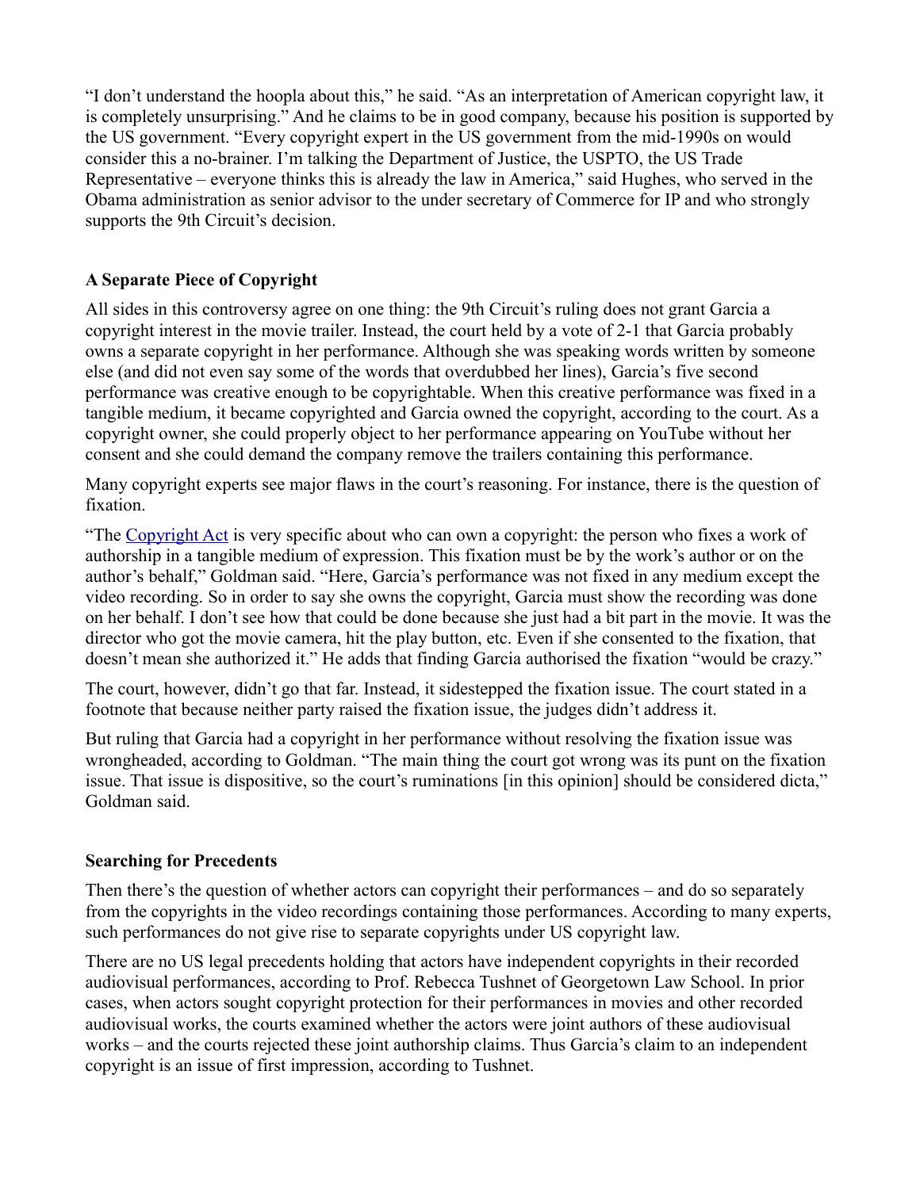"I don't understand the hoopla about this," he said. "As an interpretation of American copyright law, it is completely unsurprising." And he claims to be in good company, because his position is supported by the US government. "Every copyright expert in the US government from the mid-1990s on would consider this a no-brainer. I'm talking the Department of Justice, the USPTO, the US Trade Representative – everyone thinks this is already the law in America," said Hughes, who served in the Obama administration as senior advisor to the under secretary of Commerce for IP and who strongly supports the 9th Circuit's decision.

**A Separate Piece of Copyright**

All sides in this controversy agree on one thing: the 9th Circuit's ruling does not grant Garcia a copyright interest in the movie trailer. Instead, the court held by a vote of 2-1 that Garcia probably owns a separate copyright in her performance. Although she was speaking words written by someone else (and did not even say some of the words that overdubbed her lines), Garcia's five second performance was creative enough to be copyrightable. When this creative performance was fixed in a tangible medium, it became copyrighted and Garcia owned the copyright, according to the court. As a copyright owner, she could properly object to her performance appearing on YouTube without her consent and she could demand the company remove the trailers containing this performance.

Many copyright experts see major flaws in the court's reasoning. For instance, there is the question of fixation.

"The Copyright Act is very specific about who can own a copyright: the person who fixes a work of authorship in a tangible medium of expression. This fixation must be by the work's author or on the author's behalf," Goldman said. "Here, Garcia's performance was not fixed in any medium except the video recording. So in order to say she owns the copyright, Garcia must show the recording was done on her behalf. I don't see how that could be done because she just had a bit part in the movie. It was the director who got the movie camera, hit the play button, etc. Even if she consented to the fixation, that doesn't mean she authorized it." He adds that finding Garcia authorised the fixation "would be crazy."

The court, however, didn't go that far. Instead, it sidestepped the fixation issue. The court stated in a footnote that because neither party raised the fixation issue, the judges didn't address it.

But ruling that Garcia had a copyright in her performance without resolving the fixation issue was wrongheaded, according to Goldman. "The main thing the court got wrong was its punt on the fixation issue. That issue is dispositive, so the court's ruminations [in this opinion] should be considered dicta," Goldman said.

**Searching for Precedents**

Then there's the question of whether actors can copyright their performances – and do so separately from the copyrights in the video recordings containing those performances. According to many experts, such performances do not give rise to separate copyrights under US copyright law.

There are no US legal precedents holding that actors have independent copyrights in their recorded audiovisual performances, according to Prof. Rebecca Tushnet of Georgetown Law School. In prior cases, when actors sought copyright protection for their performances in movies and other recorded audiovisual works, the courts examined whether the actors were joint authors of these audiovisual works – and the courts rejected these joint authorship claims. Thus Garcia's claim to an independent copyright is an issue of first impression, according to Tushnet.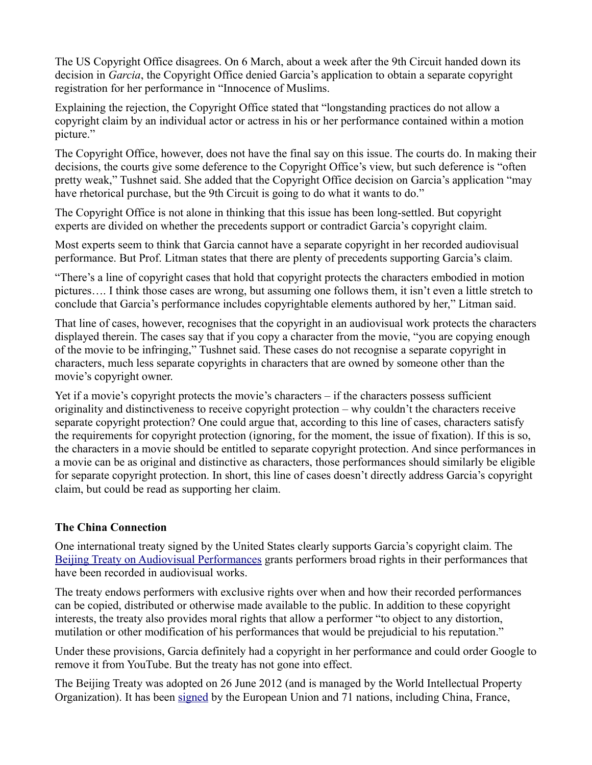The US Copyright Office disagrees. On 6 March, about a week after the 9th Circuit handed down its decision in *Garcia*, the Copyright Office denied Garcia's application to obtain a separate copyright registration for her performance in "Innocence of Muslims.

Explaining the rejection, the Copyright Office stated that "longstanding practices do not allow a copyright claim by an individual actor or actress in his or her performance contained within a motion picture."

The Copyright Office, however, does not have the final say on this issue. The courts do. In making their decisions, the courts give some deference to the Copyright Office's view, but such deference is "often pretty weak," Tushnet said. She added that the Copyright Office decision on Garcia's application "may have rhetorical purchase, but the 9th Circuit is going to do what it wants to do."

The Copyright Office is not alone in thinking that this issue has been long-settled. But copyright experts are divided on whether the precedents support or contradict Garcia's copyright claim.

Most experts seem to think that Garcia cannot have a separate copyright in her recorded audiovisual performance. But Prof. Litman states that there are plenty of precedents supporting Garcia's claim.

"There's a line of copyright cases that hold that copyright protects the characters embodied in motion pictures…. I think those cases are wrong, but assuming one follows them, it isn't even a little stretch to conclude that Garcia's performance includes copyrightable elements authored by her," Litman said.

That line of cases, however, recognises that the copyright in an audiovisual work protects the characters displayed therein. The cases say that if you copy a character from the movie, "you are copying enough of the movie to be infringing," Tushnet said. These cases do not recognise a separate copyright in characters, much less separate copyrights in characters that are owned by someone other than the movie's copyright owner.

Yet if a movie's copyright protects the movie's characters – if the characters possess sufficient originality and distinctiveness to receive copyright protection – why couldn't the characters receive separate copyright protection? One could argue that, according to this line of cases, characters satisfy the requirements for copyright protection (ignoring, for the moment, the issue of fixation). If this is so, the characters in a movie should be entitled to separate copyright protection. And since performances in a movie can be as original and distinctive as characters, those performances should similarly be eligible for separate copyright protection. In short, this line of cases doesn't directly address Garcia's copyright claim, but could be read as supporting her claim.

**The China Connection**

One international treaty signed by the United States clearly supports Garcia's copyright claim. The Beijing Treaty on Audiovisual Performances grants performers broad rights in their performances that have been recorded in audiovisual works.

The treaty endows performers with exclusive rights over when and how their recorded performances can be copied, distributed or otherwise made available to the public. In addition to these copyright interests, the treaty also provides moral rights that allow a performer "to object to any distortion, mutilation or other modification of his performances that would be prejudicial to his reputation."

Under these provisions, Garcia definitely had a copyright in her performance and could order Google to remove it from YouTube. But the treaty has not gone into effect.

The Beijing Treaty was adopted on 26 June 2012 (and is managed by the World Intellectual Property Organization). It has been signed by the European Union and 71 nations, including China, France,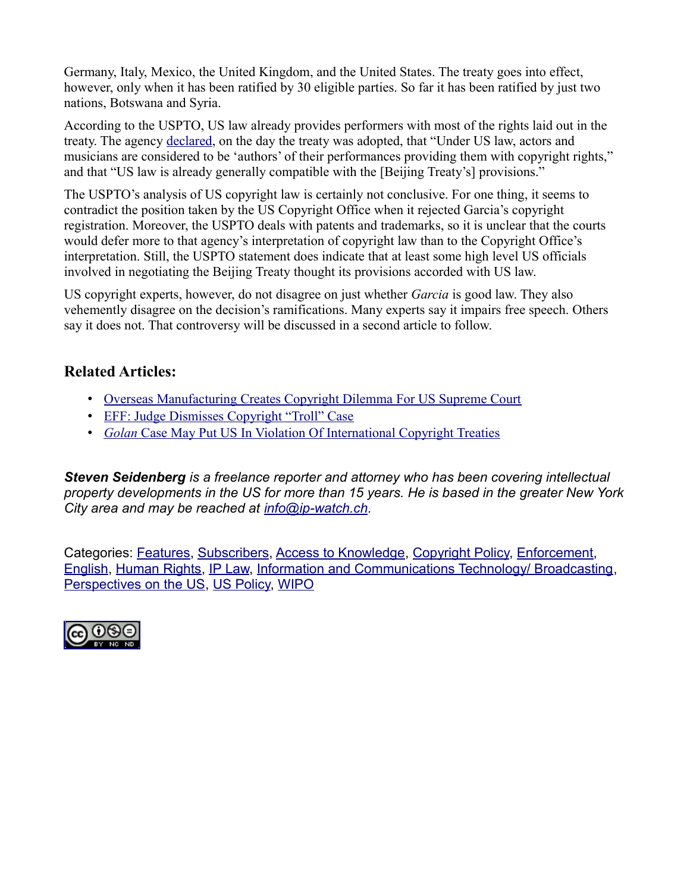Germany, Italy, Mexico, the United Kingdom, and the United States. The treaty goes into effect, however, only when it has been ratified by 30 eligible parties. So far it has been ratified by just two nations, Botswana and Syria.

According to the USPTO, US law already provides performers with most of the rights laid out in the treaty. The agency declared, on the day the treaty was adopted, that "Under US law, actors and musicians are considered to be 'authors' of their performances providing them with copyright rights," and that "US law is already generally compatible with the [Beijing Treaty's] provisions."

The USPTO's analysis of US copyright law is certainly not conclusive. For one thing, it seems to contradict the position taken by the US Copyright Office when it rejected Garcia's copyright registration. Moreover, the USPTO deals with patents and trademarks, so it is unclear that the courts would defer more to that agency's interpretation of copyright law than to the Copyright Office's interpretation. Still, the USPTO statement does indicate that at least some high level US officials involved in negotiating the Beijing Treaty thought its provisions accorded with US law.

US copyright experts, however, do not disagree on just whether *Garcia* is good law. They also vehemently disagree on the decision's ramifications. Many experts say it impairs free speech. Others say it does not. That controversy will be discussed in a second article to follow.

### Related Articles:

- Overseas Manufacturing Creates Copyright Dilemma For US Supreme Court
- EFF: Judge Dismisses Copyright "Troll" Case
- *Golan* Case May Put US In Violation Of International Copyright Treaties

***Steven Seidenberg*** *is a freelance reporter and attorney who has been covering intellectual property developments in the US for more than 15 years. He is based in the greater New York City area and may be reached at info@ip-watch.ch.*

Categories: Features, Subscribers, Access to Knowledge, Copyright Policy, Enforcement, English, Human Rights, IP Law, Information and Communications Technology/ Broadcasting, Perspectives on the US, US Policy, WIPO